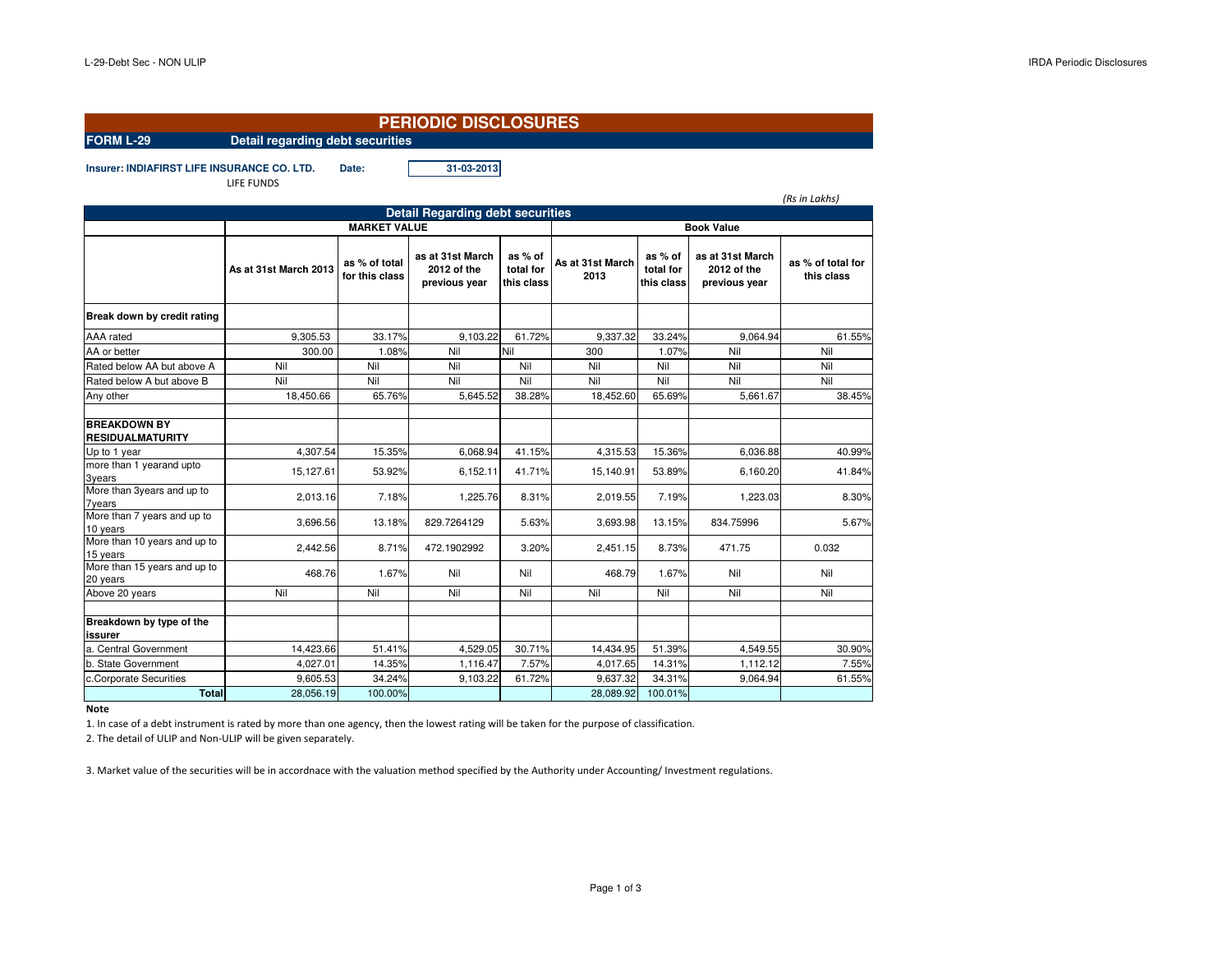# PERIODIC DISCLOSURES

**FORM L-29** **Detail regarding debt securities**

**Insurer: INDIAFIRST LIFE INSURANCE CO. LTD.** **Date:** **31-03-2013**

LIFE FUNDS

*(Rs in Lakhs)*

| Detail Regarding debt securities | MARKET VALUE | | | | Book Value | | | |
|---|---|---|---|---|---|---|---|---|
| | As at 31st March 2013 | as % of total for this class | as at 31st March 2012 of the previous year | as % of total for this class | As at 31st March 2013 | as % of total for this class | as at 31st March 2012 of the previous year | as % of total for this class |
| **Break down by credit rating** | | | | | | | | |
| AAA rated | 9,305.53 | 33.17% | 9,103.22 | 61.72% | 9,337.32 | 33.24% | 9,064.94 | 61.55% |
| AA or better | 300.00 | 1.08% | Nil | Nil | 300 | 1.07% | Nil | Nil |
| Rated below AA but above A | Nil | Nil | Nil | Nil | Nil | Nil | Nil | Nil |
| Rated below A but above B | Nil | Nil | Nil | Nil | Nil | Nil | Nil | Nil |
| Any other | 18,450.66 | 65.76% | 5,645.52 | 38.28% | 18,452.60 | 65.69% | 5,661.67 | 38.45% |
| | | | | | | | | |
| **BREAKDOWN BY RESIDUALMATURITY** | | | | | | | | |
| Up to 1 year | 4,307.54 | 15.35% | 6,068.94 | 41.15% | 4,315.53 | 15.36% | 6,036.88 | 40.99% |
| more than 1 yearand upto 3years | 15,127.61 | 53.92% | 6,152.11 | 41.71% | 15,140.91 | 53.89% | 6,160.20 | 41.84% |
| More than 3years and up to 7years | 2,013.16 | 7.18% | 1,225.76 | 8.31% | 2,019.55 | 7.19% | 1,223.03 | 8.30% |
| More than 7 years and up to 10 years | 3,696.56 | 13.18% | 829.7264129 | 5.63% | 3,693.98 | 13.15% | 834.75996 | 5.67% |
| More than 10 years and up to 15 years | 2,442.56 | 8.71% | 472.1902992 | 3.20% | 2,451.15 | 8.73% | 471.75 | 0.032 |
| More than 15 years and up to 20 years | 468.76 | 1.67% | Nil | Nil | 468.79 | 1.67% | Nil | Nil |
| Above 20 years | Nil | Nil | Nil | Nil | Nil | Nil | Nil | Nil |
| | | | | | | | | |
| **Breakdown by type of the issurer** | | | | | | | | |
| a. Central Government | 14,423.66 | 51.41% | 4,529.05 | 30.71% | 14,434.95 | 51.39% | 4,549.55 | 30.90% |
| b. State Government | 4,027.01 | 14.35% | 1,116.47 | 7.57% | 4,017.65 | 14.31% | 1,112.12 | 7.55% |
| c.Corporate Securities | 9,605.53 | 34.24% | 9,103.22 | 61.72% | 9,637.32 | 34.31% | 9,064.94 | 61.55% |
| **Total** | 28,056.19 | 100.00% | | | 28,089.92 | 100.01% | | |

**Note**

1. In case of a debt instrument is rated by more than one agency, then the lowest rating will be taken for the purpose of classification.
2. The detail of ULIP and Non-ULIP will be given separately.

3. Market value of the securities will be in accordnace with the valuation method specified by the Authority under Accounting/ Investment regulations.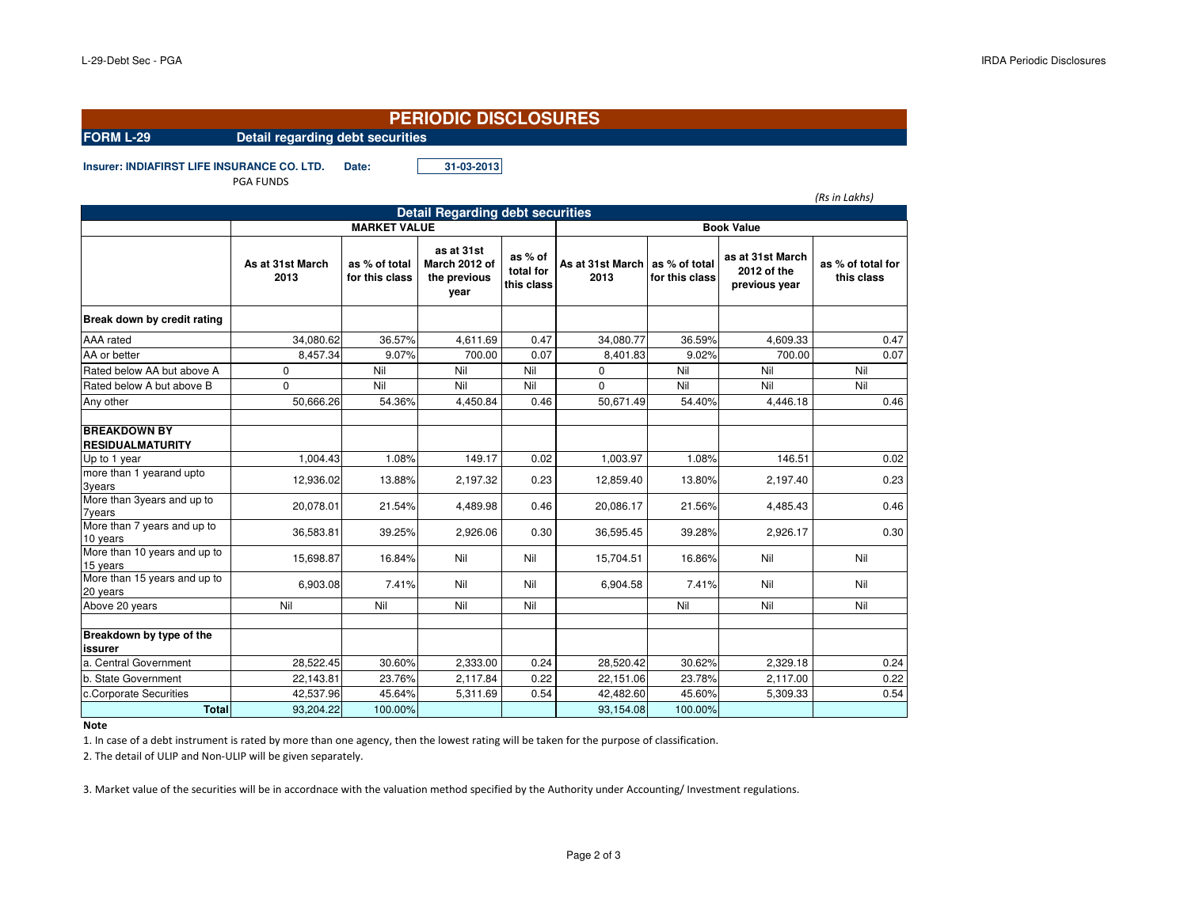# PERIODIC DISCLOSURES

**FORM L-29** **Detail regarding debt securities**

**Insurer: INDIAFIRST LIFE INSURANCE CO. LTD.** **Date:** **31-03-2013**

PGA FUNDS

*(Rs in Lakhs)*

| Detail Regarding debt securities | | | | | | | | |
|---|---|---|---|---|---|---|---|---|
| | MARKET VALUE | | | | Book Value | | | |
| | As at 31st March 2013 | as % of total for this class | as at 31st March 2012 of the previous year | as % of total for this class | As at 31st March 2013 | as % of total for this class | as at 31st March 2012 of the previous year | as % of total for this class |
| **Break down by credit rating** | | | | | | | | |
| AAA rated | 34,080.62 | 36.57% | 4,611.69 | 0.47 | 34,080.77 | 36.59% | 4,609.33 | 0.47 |
| AA or better | 8,457.34 | 9.07% | 700.00 | 0.07 | 8,401.83 | 9.02% | 700.00 | 0.07 |
| Rated below AA but above A | 0 | Nil | Nil | Nil | 0 | Nil | Nil | Nil |
| Rated below A but above B | 0 | Nil | Nil | Nil | 0 | Nil | Nil | Nil |
| Any other | 50,666.26 | 54.36% | 4,450.84 | 0.46 | 50,671.49 | 54.40% | 4,446.18 | 0.46 |
| | | | | | | | | |
| **BREAKDOWN BY RESIDUALMATURITY** | | | | | | | | |
| Up to 1 year | 1,004.43 | 1.08% | 149.17 | 0.02 | 1,003.97 | 1.08% | 146.51 | 0.02 |
| more than 1 yearand upto 3years | 12,936.02 | 13.88% | 2,197.32 | 0.23 | 12,859.40 | 13.80% | 2,197.40 | 0.23 |
| More than 3years and up to 7years | 20,078.01 | 21.54% | 4,489.98 | 0.46 | 20,086.17 | 21.56% | 4,485.43 | 0.46 |
| More than 7 years and up to 10 years | 36,583.81 | 39.25% | 2,926.06 | 0.30 | 36,595.45 | 39.28% | 2,926.17 | 0.30 |
| More than 10 years and up to 15 years | 15,698.87 | 16.84% | Nil | Nil | 15,704.51 | 16.86% | Nil | Nil |
| More than 15 years and up to 20 years | 6,903.08 | 7.41% | Nil | Nil | 6,904.58 | 7.41% | Nil | Nil |
| Above 20 years | Nil | Nil | Nil | Nil | | Nil | Nil | Nil |
| | | | | | | | | |
| **Breakdown by type of the issurer** | | | | | | | | |
| a. Central Government | 28,522.45 | 30.60% | 2,333.00 | 0.24 | 28,520.42 | 30.62% | 2,329.18 | 0.24 |
| b. State Government | 22,143.81 | 23.76% | 2,117.84 | 0.22 | 22,151.06 | 23.78% | 2,117.00 | 0.22 |
| c.Corporate Securities | 42,537.96 | 45.64% | 5,311.69 | 0.54 | 42,482.60 | 45.60% | 5,309.33 | 0.54 |
| **Total** | 93,204.22 | 100.00% | | | 93,154.08 | 100.00% | | |

**Note**

1. In case of a debt instrument is rated by more than one agency, then the lowest rating will be taken for the purpose of classification.
2. The detail of ULIP and Non-ULIP will be given separately.
3. Market value of the securities will be in accordnace with the valuation method specified by the Authority under Accounting/ Investment regulations.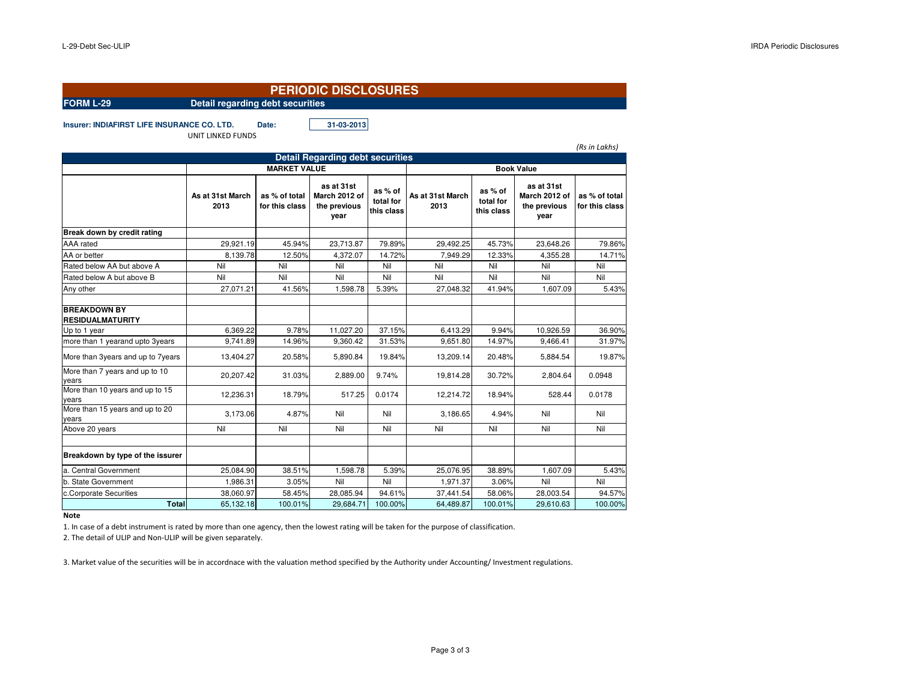# PERIODIC DISCLOSURES

**FORM L-29** **Detail regarding debt securities**

**Insurer: INDIAFIRST LIFE INSURANCE CO. LTD.** **Date:** **31-03-2013**

UNIT LINKED FUNDS

*(Rs in Lakhs)*

**Detail Regarding debt securities**

| | MARKET VALUE | | | | Book Value | | | |
|---|---|---|---|---|---|---|---|---|
| | As at 31st March 2013 | as % of total for this class | as at 31st March 2012 of the previous year | as % of total for this class | As at 31st March 2013 | as % of total for this class | as at 31st March 2012 of the previous year | as % of total for this class |
| **Break down by credit rating** | | | | | | | | |
| AAA rated | 29,921.19 | 45.94% | 23,713.87 | 79.89% | 29,492.25 | 45.73% | 23,648.26 | 79.86% |
| AA or better | 8,139.78 | 12.50% | 4,372.07 | 14.72% | 7,949.29 | 12.33% | 4,355.28 | 14.71% |
| Rated below AA but above A | Nil | Nil | Nil | Nil | Nil | Nil | Nil | Nil |
| Rated below A but above B | Nil | Nil | Nil | Nil | Nil | Nil | Nil | Nil |
| Any other | 27,071.21 | 41.56% | 1,598.78 | 5.39% | 27,048.32 | 41.94% | 1,607.09 | 5.43% |
| | | | | | | | | |
| **BREAKDOWN BY RESIDUALMATURITY** | | | | | | | | |
| Up to 1 year | 6,369.22 | 9.78% | 11,027.20 | 37.15% | 6,413.29 | 9.94% | 10,926.59 | 36.90% |
| more than 1 yearand upto 3years | 9,741.89 | 14.96% | 9,360.42 | 31.53% | 9,651.80 | 14.97% | 9,466.41 | 31.97% |
| More than 3years and up to 7years | 13,404.27 | 20.58% | 5,890.84 | 19.84% | 13,209.14 | 20.48% | 5,884.54 | 19.87% |
| More than 7 years and up to 10 years | 20,207.42 | 31.03% | 2,889.00 | 9.74% | 19,814.28 | 30.72% | 2,804.64 | 0.0948 |
| More than 10 years and up to 15 years | 12,236.31 | 18.79% | 517.25 | 0.0174 | 12,214.72 | 18.94% | 528.44 | 0.0178 |
| More than 15 years and up to 20 years | 3,173.06 | 4.87% | Nil | Nil | 3,186.65 | 4.94% | Nil | Nil |
| Above 20 years | Nil | Nil | Nil | Nil | Nil | Nil | Nil | Nil |
| | | | | | | | | |
| **Breakdown by type of the issurer** | | | | | | | | |
| a. Central Government | 25,084.90 | 38.51% | 1,598.78 | 5.39% | 25,076.95 | 38.89% | 1,607.09 | 5.43% |
| b. State Government | 1,986.31 | 3.05% | Nil | Nil | 1,971.37 | 3.06% | Nil | Nil |
| c.Corporate Securities | 38,060.97 | 58.45% | 28,085.94 | 94.61% | 37,441.54 | 58.06% | 28,003.54 | 94.57% |
| **Total** | 65,132.18 | 100.01% | 29,684.71 | 100.00% | 64,489.87 | 100.01% | 29,610.63 | 100.00% |

**Note**

1. In case of a debt instrument is rated by more than one agency, then the lowest rating will be taken for the purpose of classification.

2. The detail of ULIP and Non-ULIP will be given separately.

3. Market value of the securities will be in accordnace with the valuation method specified by the Authority under Accounting/ Investment regulations.